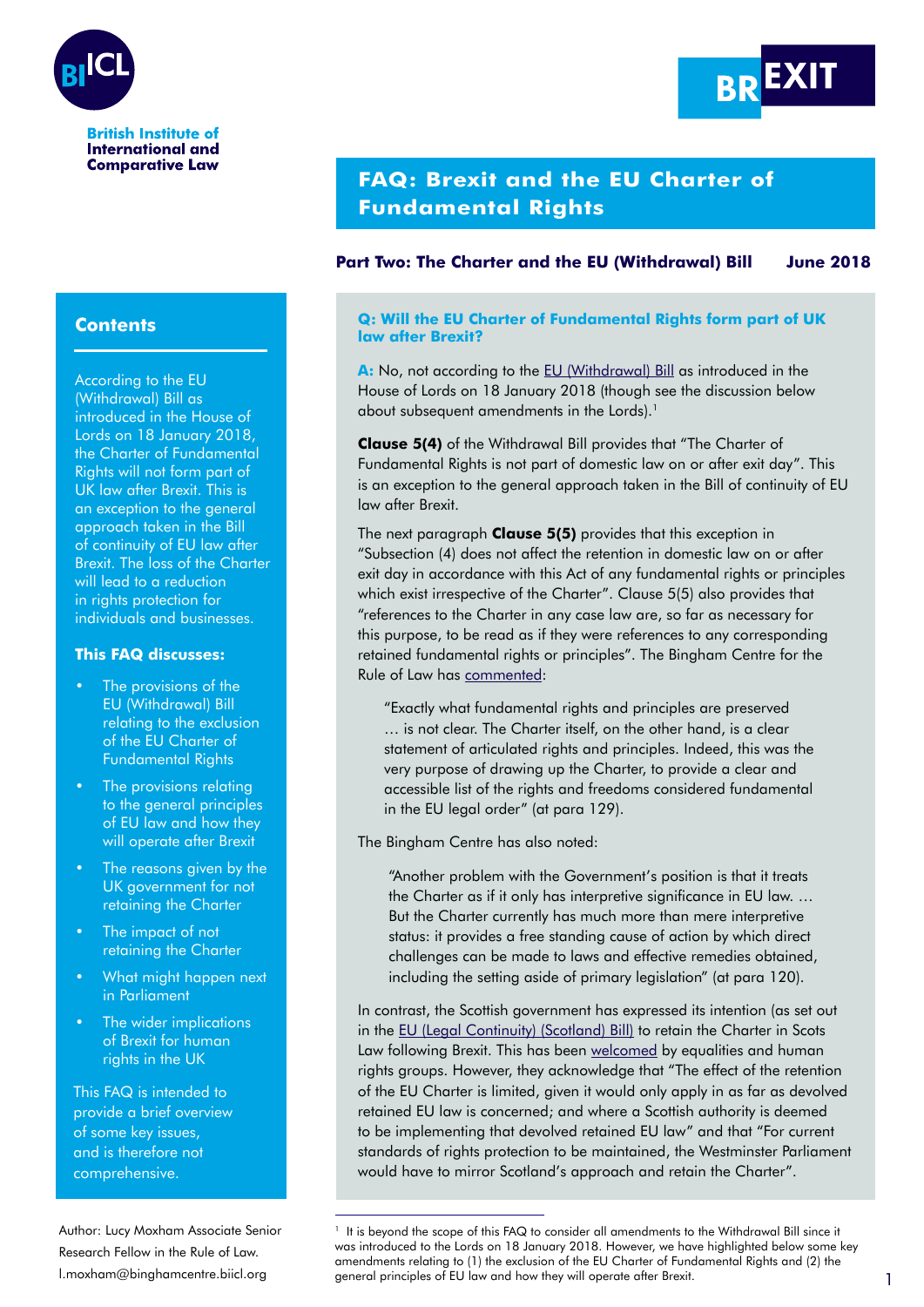British Institute of International and Comparative Law

# FAQ: Brexit and the EU Charter of Fundamental Rights

**Part Two: The Charter and the EU (Withdrawal) Bill** **June 2018**

## Contents

According to the EU (Withdrawal) Bill as introduced in the House of Lords on 18 January 2018, the Charter of Fundamental Rights will not form part of UK law after Brexit. This is an exception to the general approach taken in the Bill of continuity of EU law after Brexit. The loss of the Charter will lead to a reduction in rights protection for individuals and businesses.

**This FAQ discusses:**

- The provisions of the EU (Withdrawal) Bill relating to the exclusion of the EU Charter of Fundamental Rights
- The provisions relating to the general principles of EU law and how they will operate after Brexit
- The reasons given by the UK government for not retaining the Charter
- The impact of not retaining the Charter
- What might happen next in Parliament
- The wider implications of Brexit for human rights in the UK

This FAQ is intended to provide a brief overview of some key issues, and is therefore not comprehensive.

Author: Lucy Moxham Associate Senior Research Fellow in the Rule of Law. l.moxham@binghamcentre.biicl.org

### Q: Will the EU Charter of Fundamental Rights form part of UK law after Brexit?

**A:** No, not according to the EU (Withdrawal) Bill as introduced in the House of Lords on 18 January 2018 (though see the discussion below about subsequent amendments in the Lords).[1]

**Clause 5(4)** of the Withdrawal Bill provides that "The Charter of Fundamental Rights is not part of domestic law on or after exit day". This is an exception to the general approach taken in the Bill of continuity of EU law after Brexit.

The next paragraph **Clause 5(5)** provides that this exception in "Subsection (4) does not affect the retention in domestic law on or after exit day in accordance with this Act of any fundamental rights or principles which exist irrespective of the Charter". Clause 5(5) also provides that "references to the Charter in any case law are, so far as necessary for this purpose, to be read as if they were references to any corresponding retained fundamental rights or principles". The Bingham Centre for the Rule of Law has commented:

> "Exactly what fundamental rights and principles are preserved … is not clear. The Charter itself, on the other hand, is a clear statement of articulated rights and principles. Indeed, this was the very purpose of drawing up the Charter, to provide a clear and accessible list of the rights and freedoms considered fundamental in the EU legal order" (at para 129).

The Bingham Centre has also noted:

> "Another problem with the Government's position is that it treats the Charter as if it only has interpretive significance in EU law. … But the Charter currently has much more than mere interpretive status: it provides a free standing cause of action by which direct challenges can be made to laws and effective remedies obtained, including the setting aside of primary legislation" (at para 120).

In contrast, the Scottish government has expressed its intention (as set out in the EU (Legal Continuity) (Scotland) Bill) to retain the Charter in Scots Law following Brexit. This has been welcomed by equalities and human rights groups. However, they acknowledge that "The effect of the retention of the EU Charter is limited, given it would only apply in as far as devolved retained EU law is concerned; and where a Scottish authority is deemed to be implementing that devolved retained EU law" and that "For current standards of rights protection to be maintained, the Westminster Parliament would have to mirror Scotland's approach and retain the Charter".

[1] It is beyond the scope of this FAQ to consider all amendments to the Withdrawal Bill since it was introduced to the Lords on 18 January 2018. However, we have highlighted below some key amendments relating to (1) the exclusion of the EU Charter of Fundamental Rights and (2) the general principles of EU law and how they will operate after Brexit.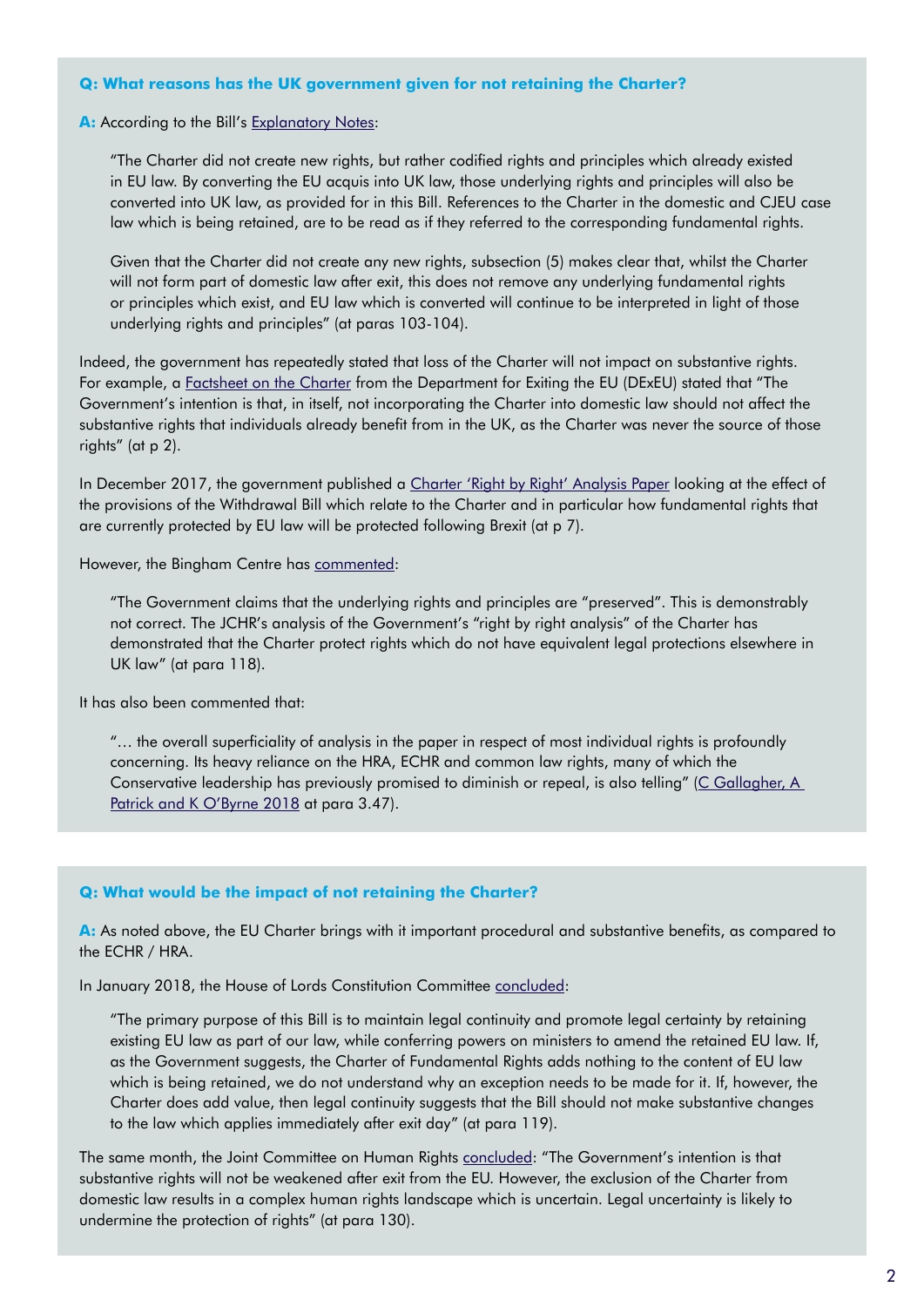**Q: What reasons has the UK government given for not retaining the Charter?**

**A:** According to the Bill's Explanatory Notes:

> "The Charter did not create new rights, but rather codified rights and principles which already existed in EU law. By converting the EU acquis into UK law, those underlying rights and principles will also be converted into UK law, as provided for in this Bill. References to the Charter in the domestic and CJEU case law which is being retained, are to be read as if they referred to the corresponding fundamental rights.
>
> Given that the Charter did not create any new rights, subsection (5) makes clear that, whilst the Charter will not form part of domestic law after exit, this does not remove any underlying fundamental rights or principles which exist, and EU law which is converted will continue to be interpreted in light of those underlying rights and principles" (at paras 103-104).

Indeed, the government has repeatedly stated that loss of the Charter will not impact on substantive rights. For example, a Factsheet on the Charter from the Department for Exiting the EU (DExEU) stated that "The Government's intention is that, in itself, not incorporating the Charter into domestic law should not affect the substantive rights that individuals already benefit from in the UK, as the Charter was never the source of those rights" (at p 2).

In December 2017, the government published a Charter 'Right by Right' Analysis Paper looking at the effect of the provisions of the Withdrawal Bill which relate to the Charter and in particular how fundamental rights that are currently protected by EU law will be protected following Brexit (at p 7).

However, the Bingham Centre has commented:

> "The Government claims that the underlying rights and principles are "preserved". This is demonstrably not correct. The JCHR's analysis of the Government's "right by right analysis" of the Charter has demonstrated that the Charter protect rights which do not have equivalent legal protections elsewhere in UK law" (at para 118).

It has also been commented that:

> "… the overall superficiality of analysis in the paper in respect of most individual rights is profoundly concerning. Its heavy reliance on the HRA, ECHR and common law rights, many of which the Conservative leadership has previously promised to diminish or repeal, is also telling" (C Gallagher, A Patrick and K O'Byrne 2018 at para 3.47).

**Q: What would be the impact of not retaining the Charter?**

**A:** As noted above, the EU Charter brings with it important procedural and substantive benefits, as compared to the ECHR / HRA.

In January 2018, the House of Lords Constitution Committee concluded:

> "The primary purpose of this Bill is to maintain legal continuity and promote legal certainty by retaining existing EU law as part of our law, while conferring powers on ministers to amend the retained EU law. If, as the Government suggests, the Charter of Fundamental Rights adds nothing to the content of EU law which is being retained, we do not understand why an exception needs to be made for it. If, however, the Charter does add value, then legal continuity suggests that the Bill should not make substantive changes to the law which applies immediately after exit day" (at para 119).

The same month, the Joint Committee on Human Rights concluded: "The Government's intention is that substantive rights will not be weakened after exit from the EU. However, the exclusion of the Charter from domestic law results in a complex human rights landscape which is uncertain. Legal uncertainty is likely to undermine the protection of rights" (at para 130).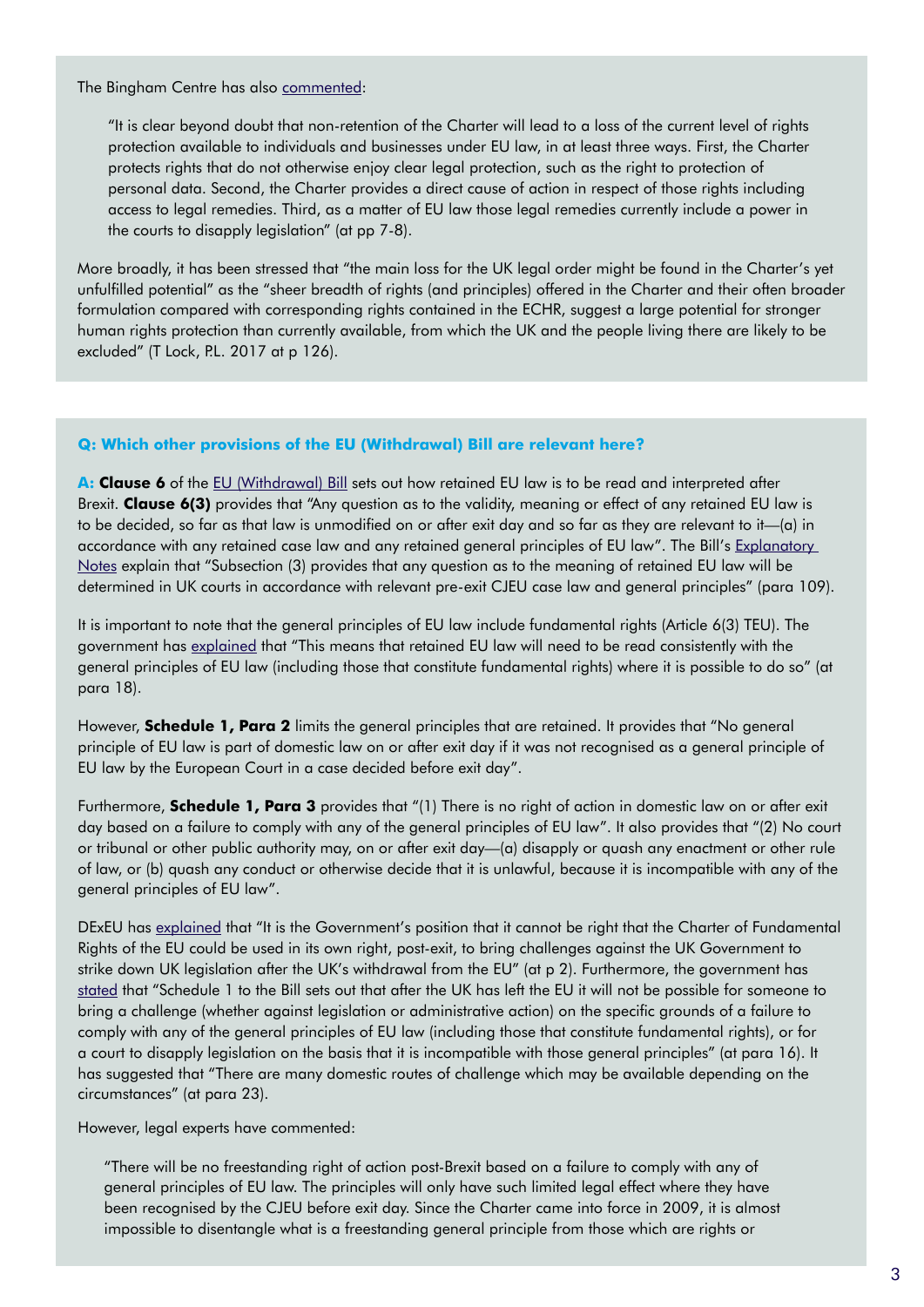The Bingham Centre has also commented:

> "It is clear beyond doubt that non-retention of the Charter will lead to a loss of the current level of rights protection available to individuals and businesses under EU law, in at least three ways. First, the Charter protects rights that do not otherwise enjoy clear legal protection, such as the right to protection of personal data. Second, the Charter provides a direct cause of action in respect of those rights including access to legal remedies. Third, as a matter of EU law those legal remedies currently include a power in the courts to disapply legislation" (at pp 7-8).

More broadly, it has been stressed that "the main loss for the UK legal order might be found in the Charter's yet unfulfilled potential" as the "sheer breadth of rights (and principles) offered in the Charter and their often broader formulation compared with corresponding rights contained in the ECHR, suggest a large potential for stronger human rights protection than currently available, from which the UK and the people living there are likely to be excluded" (T Lock, P.L. 2017 at p 126).

### Q: Which other provisions of the EU (Withdrawal) Bill are relevant here?

**A: Clause 6** of the EU (Withdrawal) Bill sets out how retained EU law is to be read and interpreted after Brexit. **Clause 6(3)** provides that "Any question as to the validity, meaning or effect of any retained EU law is to be decided, so far as that law is unmodified on or after exit day and so far as they are relevant to it—(a) in accordance with any retained case law and any retained general principles of EU law". The Bill's Explanatory Notes explain that "Subsection (3) provides that any question as to the meaning of retained EU law will be determined in UK courts in accordance with relevant pre-exit CJEU case law and general principles" (para 109).

It is important to note that the general principles of EU law include fundamental rights (Article 6(3) TEU). The government has explained that "This means that retained EU law will need to be read consistently with the general principles of EU law (including those that constitute fundamental rights) where it is possible to do so" (at para 18).

However, **Schedule 1, Para 2** limits the general principles that are retained. It provides that "No general principle of EU law is part of domestic law on or after exit day if it was not recognised as a general principle of EU law by the European Court in a case decided before exit day".

Furthermore, **Schedule 1, Para 3** provides that "(1) There is no right of action in domestic law on or after exit day based on a failure to comply with any of the general principles of EU law". It also provides that "(2) No court or tribunal or other public authority may, on or after exit day—(a) disapply or quash any enactment or other rule of law, or (b) quash any conduct or otherwise decide that it is unlawful, because it is incompatible with any of the general principles of EU law".

DExEU has explained that "It is the Government's position that it cannot be right that the Charter of Fundamental Rights of the EU could be used in its own right, post-exit, to bring challenges against the UK Government to strike down UK legislation after the UK's withdrawal from the EU" (at p 2). Furthermore, the government has stated that "Schedule 1 to the Bill sets out that after the UK has left the EU it will not be possible for someone to bring a challenge (whether against legislation or administrative action) on the specific grounds of a failure to comply with any of the general principles of EU law (including those that constitute fundamental rights), or for a court to disapply legislation on the basis that it is incompatible with those general principles" (at para 16). It has suggested that "There are many domestic routes of challenge which may be available depending on the circumstances" (at para 23).

However, legal experts have commented:

> "There will be no freestanding right of action post-Brexit based on a failure to comply with any of general principles of EU law. The principles will only have such limited legal effect where they have been recognised by the CJEU before exit day. Since the Charter came into force in 2009, it is almost impossible to disentangle what is a freestanding general principle from those which are rights or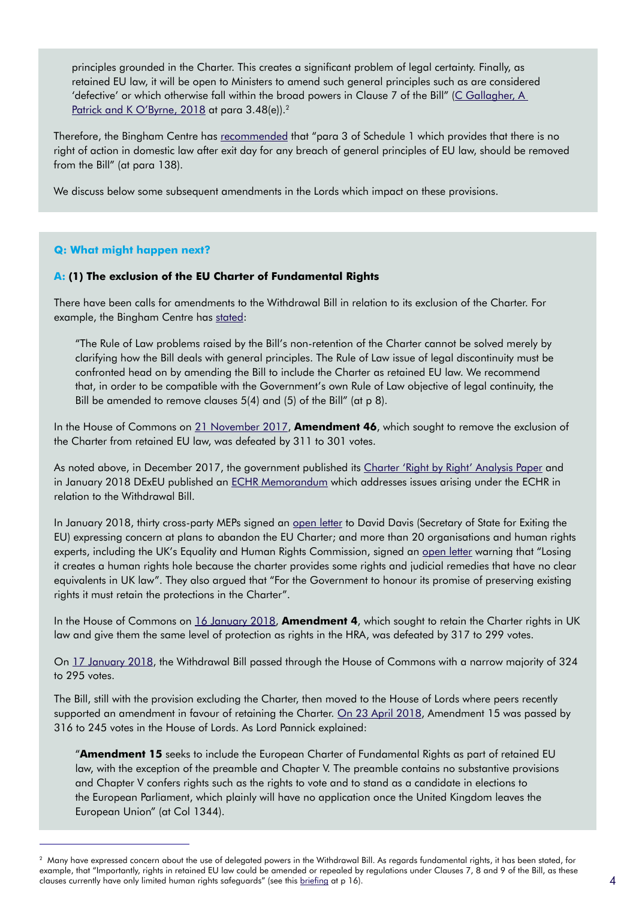principles grounded in the Charter. This creates a significant problem of legal certainty. Finally, as retained EU law, it will be open to Ministers to amend such general principles such as are considered 'defective' or which otherwise fall within the broad powers in Clause 7 of the Bill" (C Gallagher, A Patrick and K O'Byrne, 2018 at para 3.48(e)).[2]

Therefore, the Bingham Centre has recommended that "para 3 of Schedule 1 which provides that there is no right of action in domestic law after exit day for any breach of general principles of EU law, should be removed from the Bill" (at para 138).

We discuss below some subsequent amendments in the Lords which impact on these provisions.

**Q: What might happen next?**

**A: (1) The exclusion of the EU Charter of Fundamental Rights**

There have been calls for amendments to the Withdrawal Bill in relation to its exclusion of the Charter. For example, the Bingham Centre has stated:

> "The Rule of Law problems raised by the Bill's non-retention of the Charter cannot be solved merely by clarifying how the Bill deals with general principles. The Rule of Law issue of legal discontinuity must be confronted head on by amending the Bill to include the Charter as retained EU law. We recommend that, in order to be compatible with the Government's own Rule of Law objective of legal continuity, the Bill be amended to remove clauses 5(4) and (5) of the Bill" (at p 8).

In the House of Commons on 21 November 2017, **Amendment 46**, which sought to remove the exclusion of the Charter from retained EU law, was defeated by 311 to 301 votes.

As noted above, in December 2017, the government published its Charter 'Right by Right' Analysis Paper and in January 2018 DExEU published an ECHR Memorandum which addresses issues arising under the ECHR in relation to the Withdrawal Bill.

In January 2018, thirty cross-party MEPs signed an open letter to David Davis (Secretary of State for Exiting the EU) expressing concern at plans to abandon the EU Charter; and more than 20 organisations and human rights experts, including the UK's Equality and Human Rights Commission, signed an open letter warning that "Losing it creates a human rights hole because the charter provides some rights and judicial remedies that have no clear equivalents in UK law". They also argued that "For the Government to honour its promise of preserving existing rights it must retain the protections in the Charter".

In the House of Commons on 16 January 2018, **Amendment 4**, which sought to retain the Charter rights in UK law and give them the same level of protection as rights in the HRA, was defeated by 317 to 299 votes.

On 17 January 2018, the Withdrawal Bill passed through the House of Commons with a narrow majority of 324 to 295 votes.

The Bill, still with the provision excluding the Charter, then moved to the House of Lords where peers recently supported an amendment in favour of retaining the Charter. On 23 April 2018, Amendment 15 was passed by 316 to 245 votes in the House of Lords. As Lord Pannick explained:

> "**Amendment 15** seeks to include the European Charter of Fundamental Rights as part of retained EU law, with the exception of the preamble and Chapter V. The preamble contains no substantive provisions and Chapter V confers rights such as the rights to vote and to stand as a candidate in elections to the European Parliament, which plainly will have no application once the United Kingdom leaves the European Union" (at Col 1344).

---

[2] Many have expressed concern about the use of delegated powers in the Withdrawal Bill. As regards fundamental rights, it has been stated, for example, that "Importantly, rights in retained EU law could be amended or repealed by regulations under Clauses 7, 8 and 9 of the Bill, as these clauses currently have only limited human rights safeguards" (see this briefing at p 16).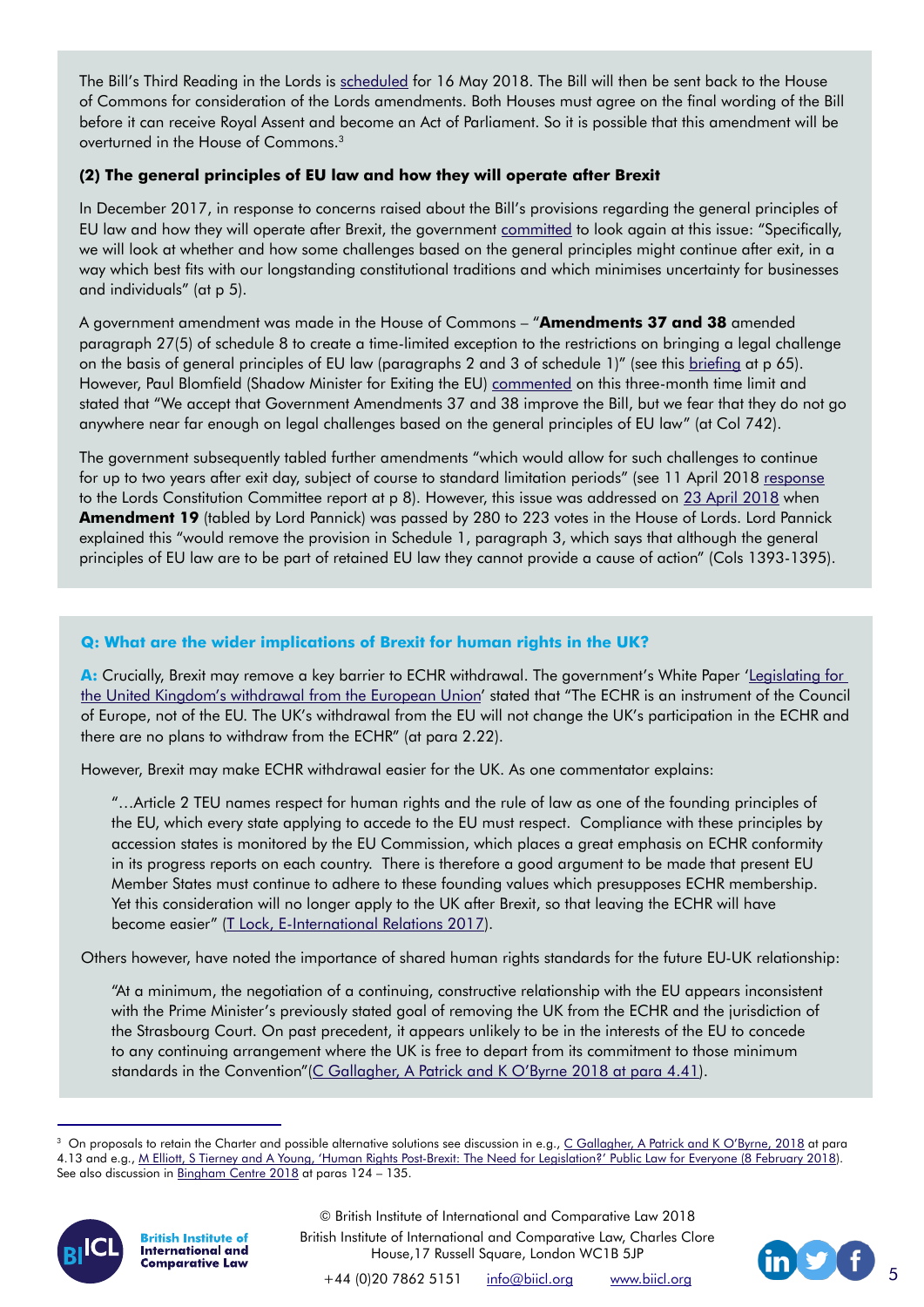The Bill's Third Reading in the Lords is scheduled for 16 May 2018. The Bill will then be sent back to the House of Commons for consideration of the Lords amendments. Both Houses must agree on the final wording of the Bill before it can receive Royal Assent and become an Act of Parliament. So it is possible that this amendment will be overturned in the House of Commons.[3]

**(2) The general principles of EU law and how they will operate after Brexit**

In December 2017, in response to concerns raised about the Bill's provisions regarding the general principles of EU law and how they will operate after Brexit, the government committed to look again at this issue: "Specifically, we will look at whether and how some challenges based on the general principles might continue after exit, in a way which best fits with our longstanding constitutional traditions and which minimises uncertainty for businesses and individuals" (at p 5).

A government amendment was made in the House of Commons – "**Amendments 37 and 38** amended paragraph 27(5) of schedule 8 to create a time-limited exception to the restrictions on bringing a legal challenge on the basis of general principles of EU law (paragraphs 2 and 3 of schedule 1)" (see this briefing at p 65). However, Paul Blomfield (Shadow Minister for Exiting the EU) commented on this three-month time limit and stated that "We accept that Government Amendments 37 and 38 improve the Bill, but we fear that they do not go anywhere near far enough on legal challenges based on the general principles of EU law" (at Col 742).

The government subsequently tabled further amendments "which would allow for such challenges to continue for up to two years after exit day, subject of course to standard limitation periods" (see 11 April 2018 response to the Lords Constitution Committee report at p 8). However, this issue was addressed on 23 April 2018 when **Amendment 19** (tabled by Lord Pannick) was passed by 280 to 223 votes in the House of Lords. Lord Pannick explained this "would remove the provision in Schedule 1, paragraph 3, which says that although the general principles of EU law are to be part of retained EU law they cannot provide a cause of action" (Cols 1393-1395).

**Q: What are the wider implications of Brexit for human rights in the UK?**

**A:** Crucially, Brexit may remove a key barrier to ECHR withdrawal. The government's White Paper 'Legislating for the United Kingdom's withdrawal from the European Union' stated that "The ECHR is an instrument of the Council of Europe, not of the EU. The UK's withdrawal from the EU will not change the UK's participation in the ECHR and there are no plans to withdraw from the ECHR" (at para 2.22).

However, Brexit may make ECHR withdrawal easier for the UK. As one commentator explains:

> "…Article 2 TEU names respect for human rights and the rule of law as one of the founding principles of the EU, which every state applying to accede to the EU must respect. Compliance with these principles by accession states is monitored by the EU Commission, which places a great emphasis on ECHR conformity in its progress reports on each country. There is therefore a good argument to be made that present EU Member States must continue to adhere to these founding values which presupposes ECHR membership. Yet this consideration will no longer apply to the UK after Brexit, so that leaving the ECHR will have become easier" (T Lock, E-International Relations 2017).

Others however, have noted the importance of shared human rights standards for the future EU-UK relationship:

> "At a minimum, the negotiation of a continuing, constructive relationship with the EU appears inconsistent with the Prime Minister's previously stated goal of removing the UK from the ECHR and the jurisdiction of the Strasbourg Court. On past precedent, it appears unlikely to be in the interests of the EU to concede to any continuing arrangement where the UK is free to depart from its commitment to those minimum standards in the Convention"(C Gallagher, A Patrick and K O'Byrne 2018 at para 4.41).

---

[3] On proposals to retain the Charter and possible alternative solutions see discussion in e.g., C Gallagher, A Patrick and K O'Byrne, 2018 at para 4.13 and e.g., M Elliott, S Tierney and A Young, 'Human Rights Post-Brexit: The Need for Legislation?' Public Law for Everyone (8 February 2018). See also discussion in Bingham Centre 2018 at paras 124 – 135.

© British Institute of International and Comparative Law 2018
British Institute of International and Comparative Law, Charles Clore House,17 Russell Square, London WC1B 5JP
+44 (0)20 7862 5151 info@biicl.org www.biicl.org